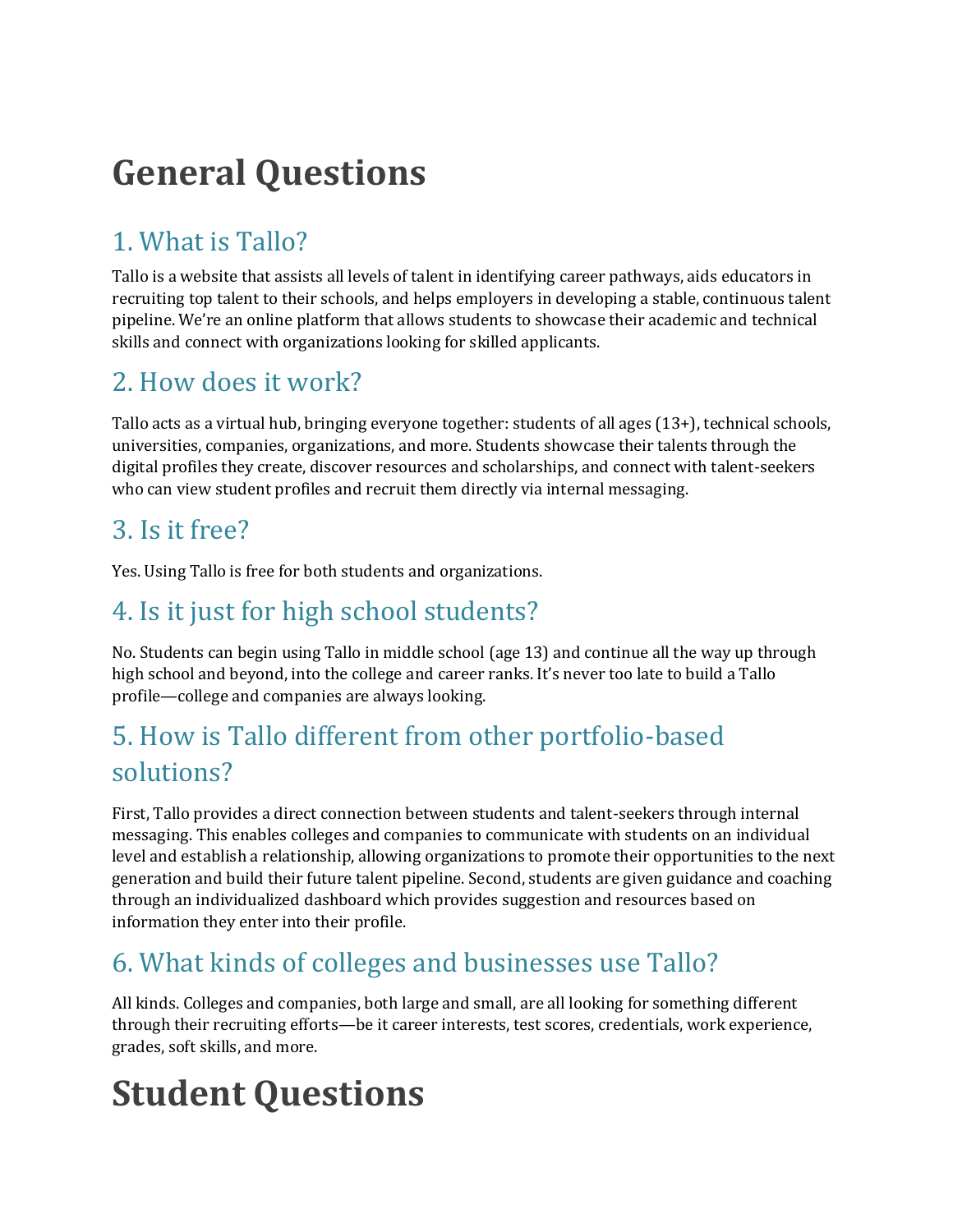# General Questions

## 1. What is Tallo?

Tallo is a website that assists all levels of talent in identifying career pathways, aids educators in recruiting top talent to their schools, and helps employers in developing a stable, continuous talent pipeline. We're an online platform that allows students to showcase their academic and technical skills and connect with organizations looking for skilled applicants.

## 2. How does it work?

Tallo acts as a virtual hub, bringing everyone together: students of all ages (13+), technical schools, universities, companies, organizations, and more. Students showcase their talents through the digital profiles they create, discover resources and scholarships, and connect with talent-seekers who can view student profiles and recruit them directly via internal messaging.

## 3. Is it free?

Yes. Using Tallo is free for both students and organizations.

## 4. Is it just for high school students?

No. Students can begin using Tallo in middle school (age 13) and continue all the way up through high school and beyond, into the college and career ranks. It's never too late to build a Tallo profile—college and companies are always looking.

## 5. How is Tallo different from other portfolio-based solutions?

First, Tallo provides a direct connection between students and talent-seekers through internal messaging. This enables colleges and companies to communicate with students on an individual level and establish a relationship, allowing organizations to promote their opportunities to the next generation and build their future talent pipeline. Second, students are given guidance and coaching through an individualized dashboard which provides suggestion and resources based on information they enter into their profile.

## 6. What kinds of colleges and businesses use Tallo?

All kinds. Colleges and companies, both large and small, are all looking for something different through their recruiting efforts—be it career interests, test scores, credentials, work experience, grades, soft skills, and more.

# Student Questions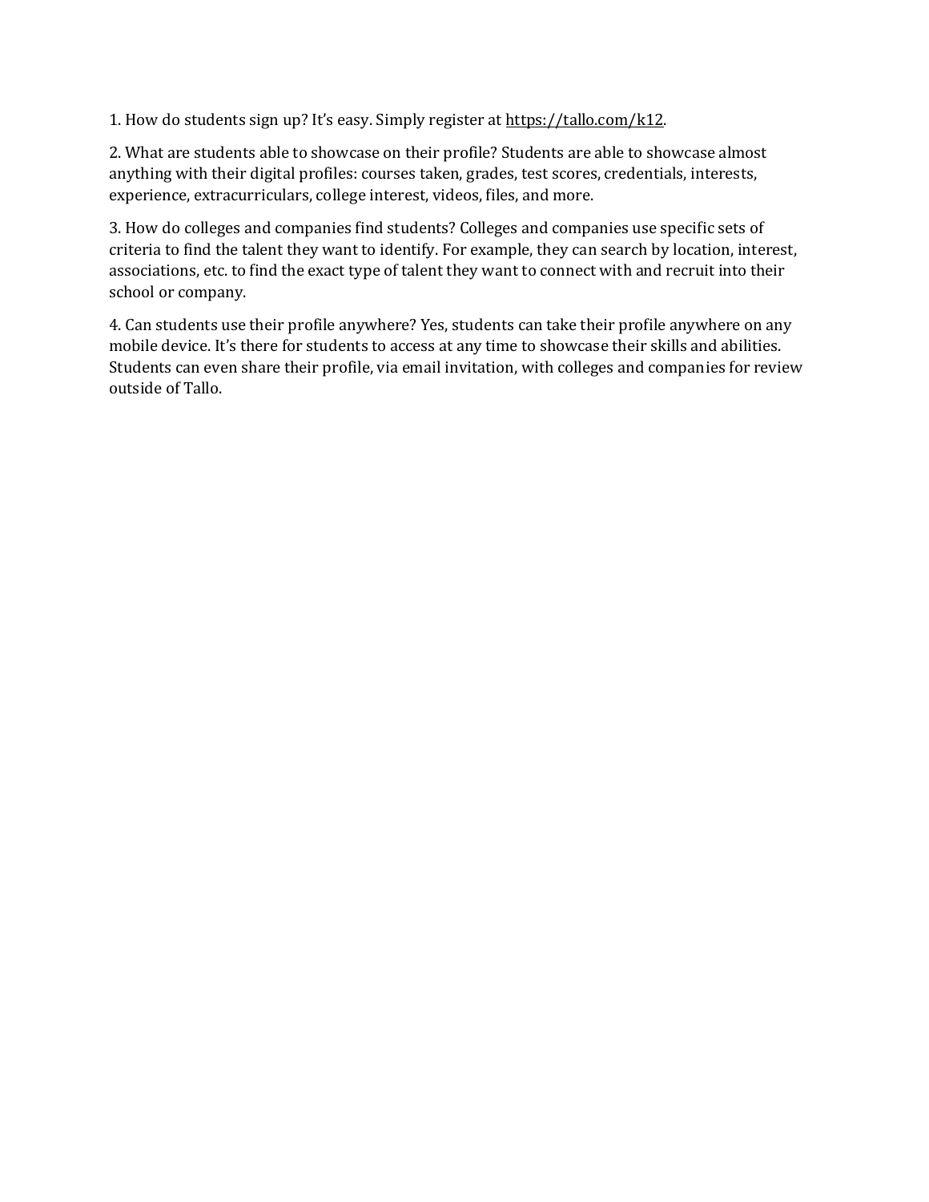1. How do students sign up? It's easy. Simply register at https://tallo.com/k12.

2. What are students able to showcase on their profile? Students are able to showcase almost anything with their digital profiles: courses taken, grades, test scores, credentials, interests, experience, extracurriculars, college interest, videos, files, and more.

3. How do colleges and companies find students? Colleges and companies use specific sets of criteria to find the talent they want to identify. For example, they can search by location, interest, associations, etc. to find the exact type of talent they want to connect with and recruit into their school or company.

4. Can students use their profile anywhere? Yes, students can take their profile anywhere on any mobile device. It's there for students to access at any time to showcase their skills and abilities. Students can even share their profile, via email invitation, with colleges and companies for review outside of Tallo.